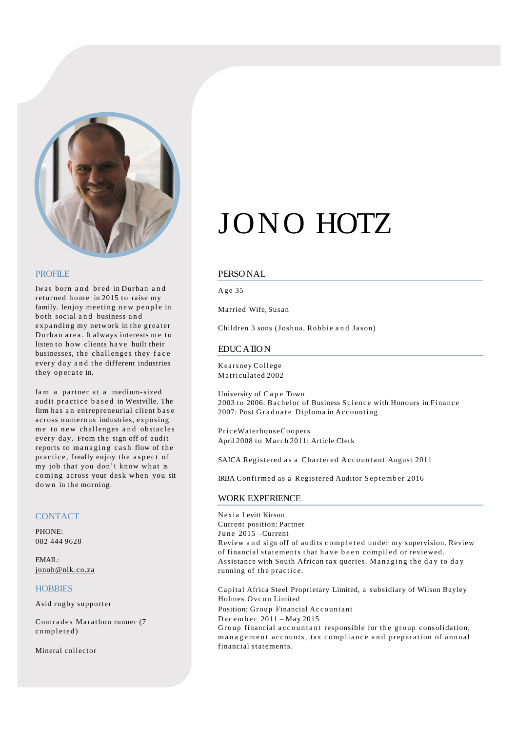# JONO HOTZ

## PROFILE

I was born and bred in Durban and returned home in 2015 to raise my family. I enjoy meeting new people in both social and business and expanding my network in the greater Durban area. It always interests me to listen to how clients have built their businesses, the challenges they face every day and the different industries they operate in.

I am a partner at a medium-sized audit practice based in Westville. The firm has an entrepreneurial client base across numerous industries, exposing me to new challenges and obstacles every day. From the sign off of audit reports to managing cash flow of the practice, I really enjoy the aspect of my job that you don't know what is coming across your desk when you sit down in the morning.

## CONTACT

PHONE:
082 444 9628

EMAIL:
jonoh@nlk.co.za

## HOBBIES

Avid rugby supporter

Comrades Marathon runner (7 completed)

Mineral collector

## PERSONAL

Age 35

Married Wife, Susan

Children 3 sons (Joshua, Robbie and Jason)

## EDUCATION

Kearsney College
Matriculated 2002

University of Cape Town
2003 to 2006: Bachelor of Business Science with Honours in Finance
2007: Post Graduate Diploma in Accounting

PriceWaterhouseCoopers
April 2008 to March 2011: Article Clerk

SAICA Registered as a Chartered Accountant August 2011

IRBA Confirmed as a Registered Auditor September 2016

## WORK EXPERIENCE

Nexia Levitt Kirson
Current position: Partner
June 2015 – Current
Review and sign off of audits completed under my supervision. Review of financial statements that have been compiled or reviewed. Assistance with South African tax queries. Managing the day to day running of the practice.

Capital Africa Steel Proprietary Limited, a subsidiary of Wilson Bayley Holmes Ovcon Limited
Position: Group Financial Accountant
December 2011 – May 2015
Group financial accountant responsible for the group consolidation, management accounts, tax compliance and preparation of annual financial statements.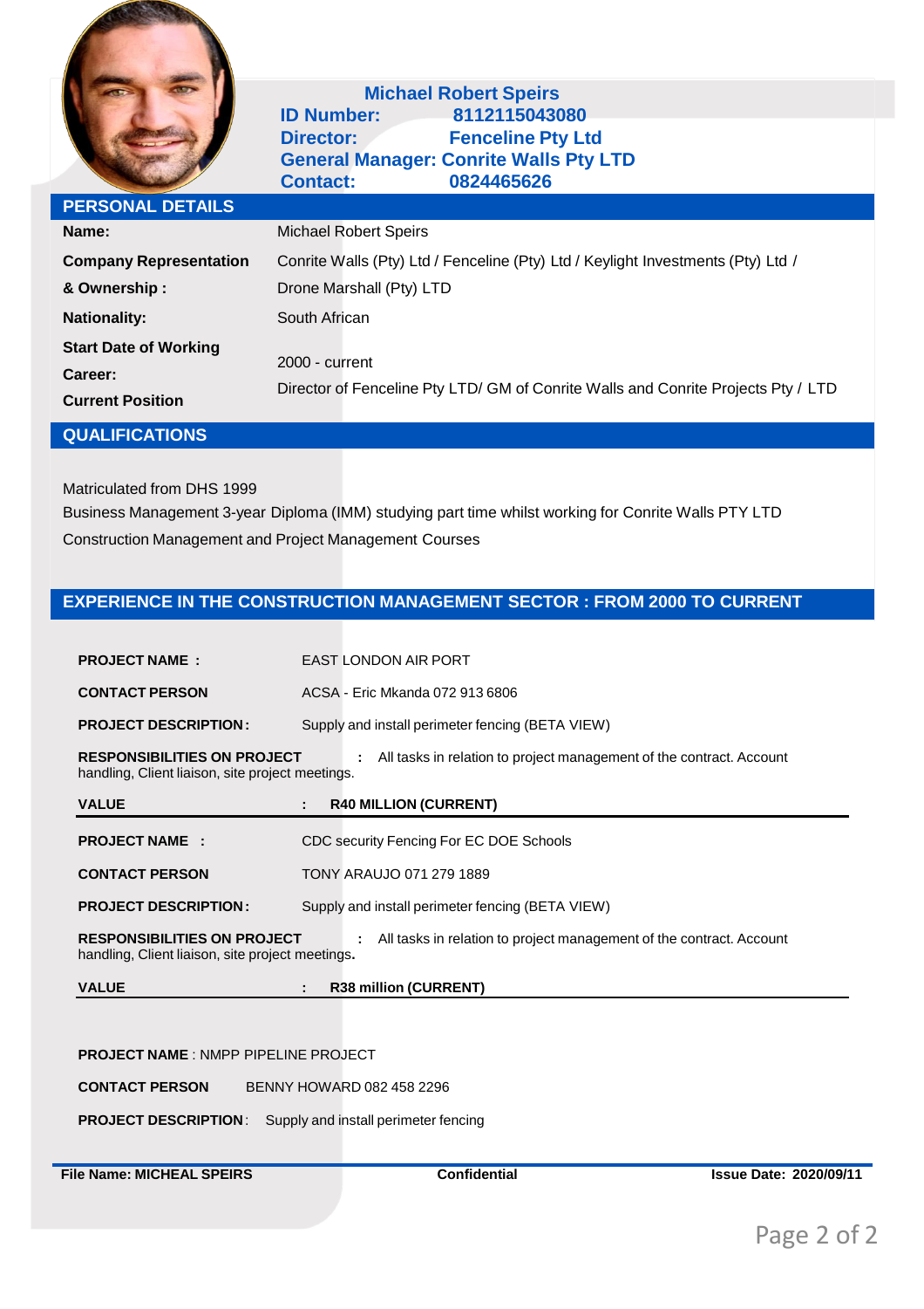**Michael Robert Speirs**
**ID Number:** 8112115043080
**Director:** Fenceline Pty Ltd
**General Manager:** Conrite Walls Pty LTD
**Contact:** 0824465626

## PERSONAL DETAILS

| | |
|---|---|
| **Name:** | Michael Robert Speirs |
| **Company Representation & Ownership :** | Conrite Walls (Pty) Ltd / Fenceline (Pty) Ltd / Keylight Investments (Pty) Ltd / Drone Marshall (Pty) LTD |
| **Nationality:** | South African |
| **Start Date of Working Career:** | 2000 - current |
| **Current Position** | Director of Fenceline Pty LTD/ GM of Conrite Walls and Conrite Projects Pty / LTD |

## QUALIFICATIONS

Matriculated from DHS 1999

Business Management 3-year Diploma (IMM) studying part time whilst working for Conrite Walls PTY LTD

Construction Management and Project Management Courses

## EXPERIENCE IN THE CONSTRUCTION MANAGEMENT SECTOR : FROM 2000 TO CURRENT

**PROJECT NAME :** EAST LONDON AIR PORT

**CONTACT PERSON** ACSA - Eric Mkanda 072 913 6806

**PROJECT DESCRIPTION:** Supply and install perimeter fencing (BETA VIEW)

**RESPONSIBILITIES ON PROJECT :** All tasks in relation to project management of the contract. Account handling, Client liaison, site project meetings.

**VALUE : R40 MILLION (CURRENT)**

---

**PROJECT NAME :** CDC security Fencing For EC DOE Schools

**CONTACT PERSON** TONY ARAUJO 071 279 1889

**PROJECT DESCRIPTION:** Supply and install perimeter fencing (BETA VIEW)

**RESPONSIBILITIES ON PROJECT :** All tasks in relation to project management of the contract. Account handling, Client liaison, site project meetings.

**VALUE : R38 million (CURRENT)**

---

**PROJECT NAME** : NMPP PIPELINE PROJECT

**CONTACT PERSON** BENNY HOWARD 082 458 2296

**PROJECT DESCRIPTION**: Supply and install perimeter fencing

**File Name: MICHEAL SPEIRS** | **Confidential** | **Issue Date: 2020/09/11**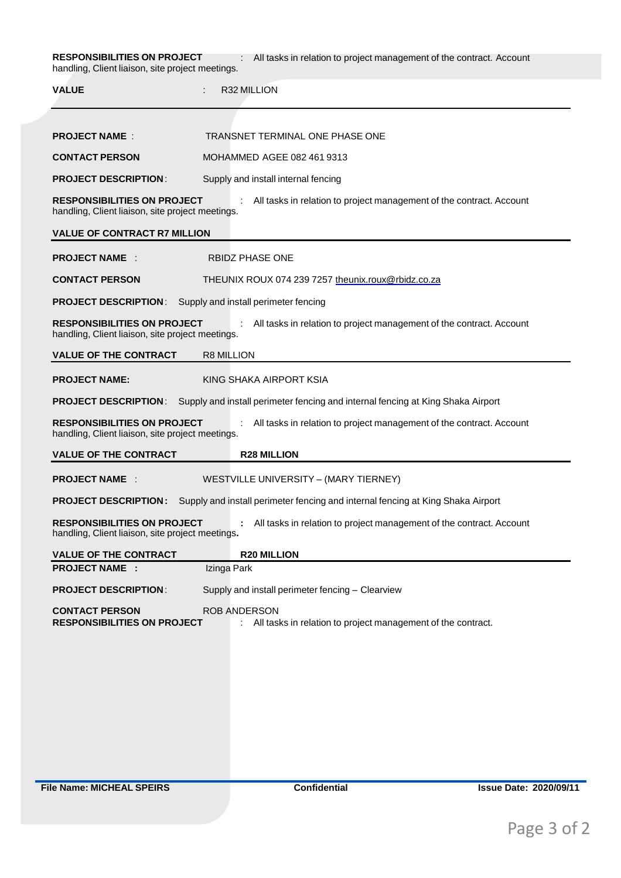**RESPONSIBILITIES ON PROJECT** : All tasks in relation to project management of the contract. Account handling, Client liaison, site project meetings.

**VALUE** : R32 MILLION

---

**PROJECT NAME** : TRANSNET TERMINAL ONE PHASE ONE

**CONTACT PERSON** MOHAMMED AGEE 082 461 9313

**PROJECT DESCRIPTION**: Supply and install internal fencing

**RESPONSIBILITIES ON PROJECT** : All tasks in relation to project management of the contract. Account handling, Client liaison, site project meetings.

**VALUE OF CONTRACT R7 MILLION**

---

**PROJECT NAME** : RBIDZ PHASE ONE

**CONTACT PERSON** THEUNIX ROUX 074 239 7257 theunix.roux@rbidz.co.za

**PROJECT DESCRIPTION**: Supply and install perimeter fencing

**RESPONSIBILITIES ON PROJECT** : All tasks in relation to project management of the contract. Account handling, Client liaison, site project meetings.

**VALUE OF THE CONTRACT** R8 MILLION

---

**PROJECT NAME:** KING SHAKA AIRPORT KSIA

**PROJECT DESCRIPTION**: Supply and install perimeter fencing and internal fencing at King Shaka Airport

**RESPONSIBILITIES ON PROJECT** : All tasks in relation to project management of the contract. Account handling, Client liaison, site project meetings.

**VALUE OF THE CONTRACT** **R28 MILLION**

---

**PROJECT NAME** : WESTVILLE UNIVERSITY – (MARY TIERNEY)

**PROJECT DESCRIPTION:** Supply and install perimeter fencing and internal fencing at King Shaka Airport

**RESPONSIBILITIES ON PROJECT** : All tasks in relation to project management of the contract. Account handling, Client liaison, site project meetings.

**VALUE OF THE CONTRACT** **R20 MILLION**

---

**PROJECT NAME :** Izinga Park

**PROJECT DESCRIPTION**: Supply and install perimeter fencing – Clearview

**CONTACT PERSON** ROB ANDERSON

**RESPONSIBILITIES ON PROJECT** : All tasks in relation to project management of the contract.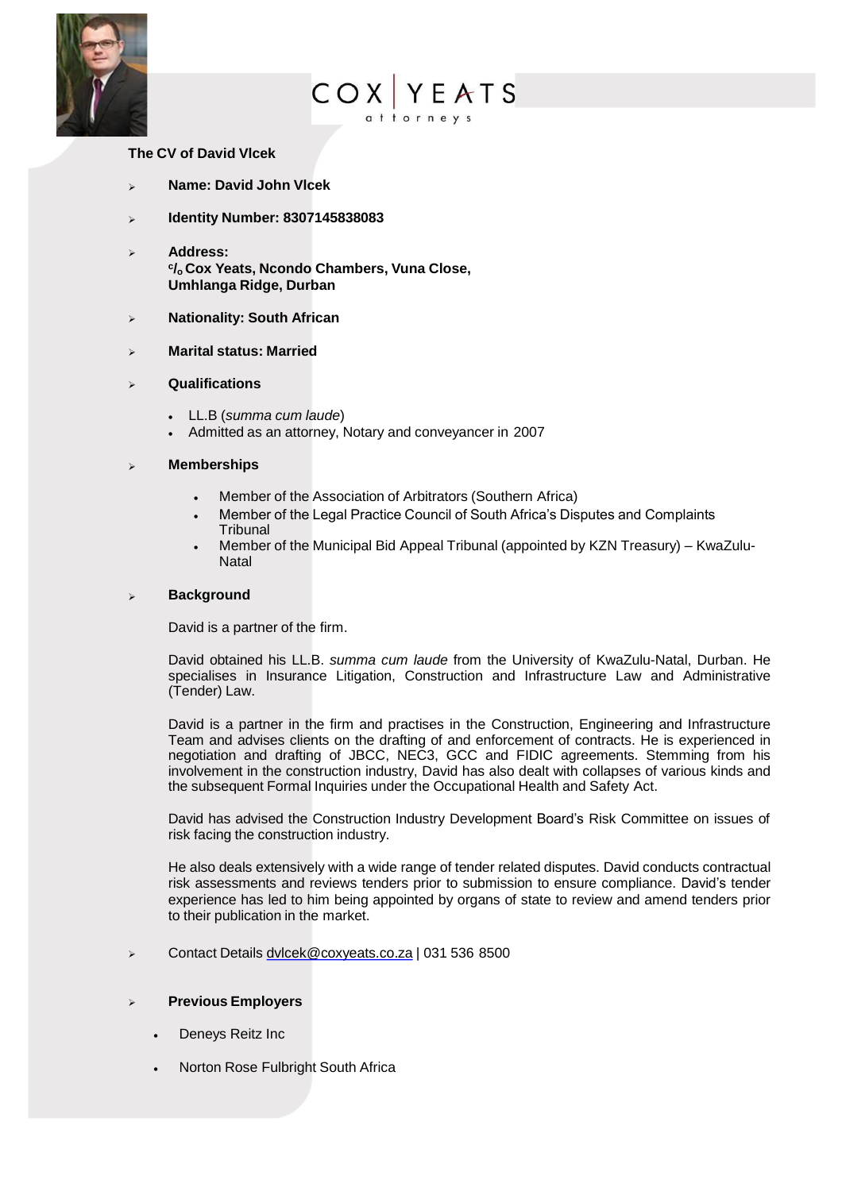COX | YEATS
attorneys

**The CV of David Vlcek**

- **Name: David John Vlcek**
- **Identity Number: 8307145838083**
- **Address:**
  **c/o Cox Yeats, Ncondo Chambers, Vuna Close,**
  **Umhlanga Ridge, Durban**
- **Nationality: South African**
- **Marital status: Married**
- **Qualifications**
  - LL.B (*summa cum laude*)
  - Admitted as an attorney, Notary and conveyancer in 2007
- **Memberships**
  - Member of the Association of Arbitrators (Southern Africa)
  - Member of the Legal Practice Council of South Africa's Disputes and Complaints Tribunal
  - Member of the Municipal Bid Appeal Tribunal (appointed by KZN Treasury) – KwaZulu-Natal
- **Background**

  David is a partner of the firm.

  David obtained his LL.B. *summa cum laude* from the University of KwaZulu-Natal, Durban. He specialises in Insurance Litigation, Construction and Infrastructure Law and Administrative (Tender) Law.

  David is a partner in the firm and practises in the Construction, Engineering and Infrastructure Team and advises clients on the drafting of and enforcement of contracts. He is experienced in negotiation and drafting of JBCC, NEC3, GCC and FIDIC agreements. Stemming from his involvement in the construction industry, David has also dealt with collapses of various kinds and the subsequent Formal Inquiries under the Occupational Health and Safety Act.

  David has advised the Construction Industry Development Board's Risk Committee on issues of risk facing the construction industry.

  He also deals extensively with a wide range of tender related disputes. David conducts contractual risk assessments and reviews tenders prior to submission to ensure compliance. David's tender experience has led to him being appointed by organs of state to review and amend tenders prior to their publication in the market.

- Contact Details dvlcek@coxyeats.co.za | 031 536 8500

- **Previous Employers**
  - Deneys Reitz Inc
  - Norton Rose Fulbright South Africa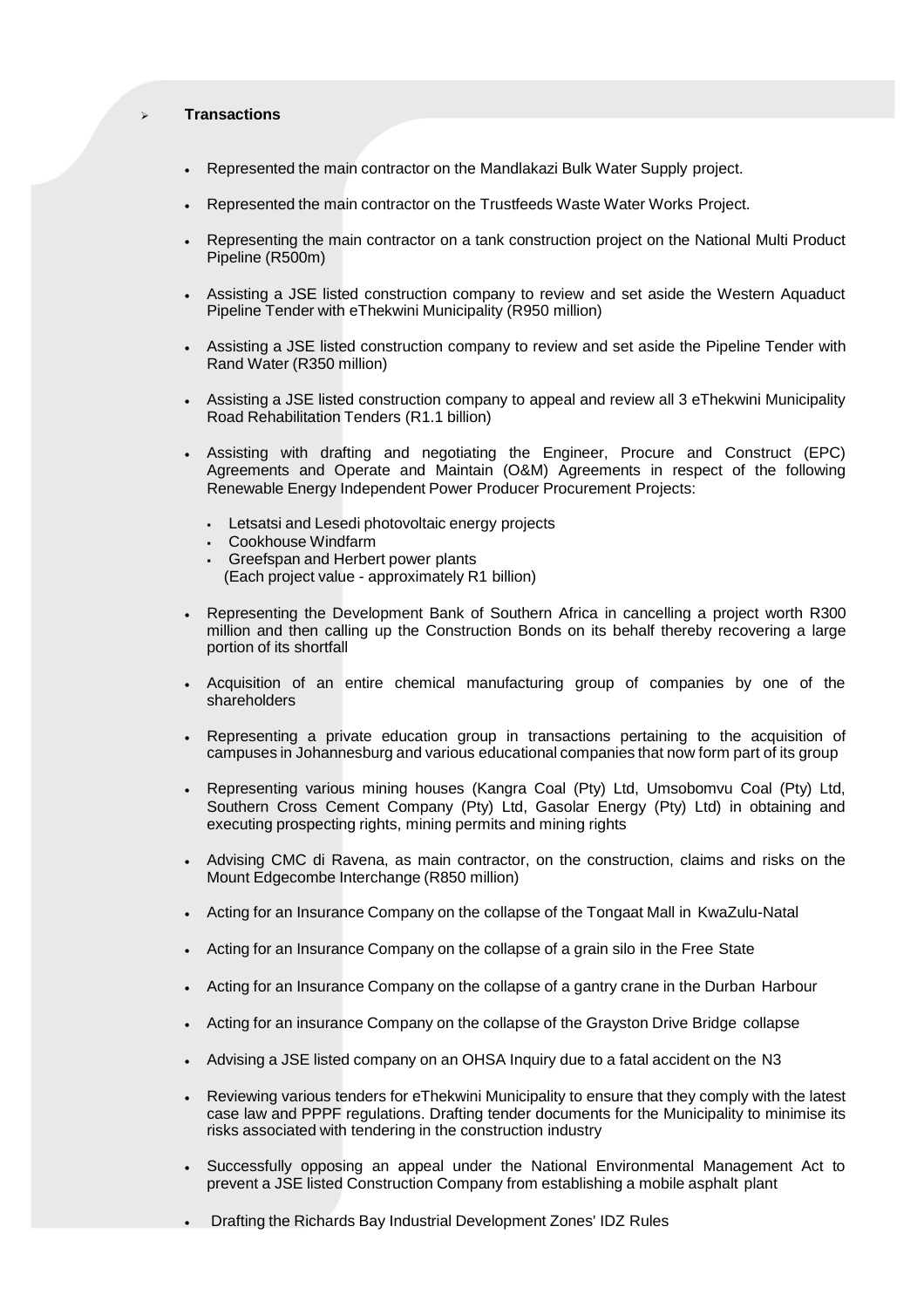- **Transactions**

  - Represented the main contractor on the Mandlakazi Bulk Water Supply project.
  - Represented the main contractor on the Trustfeeds Waste Water Works Project.
  - Representing the main contractor on a tank construction project on the National Multi Product Pipeline (R500m)
  - Assisting a JSE listed construction company to review and set aside the Western Aquaduct Pipeline Tender with eThekwini Municipality (R950 million)
  - Assisting a JSE listed construction company to review and set aside the Pipeline Tender with Rand Water (R350 million)
  - Assisting a JSE listed construction company to appeal and review all 3 eThekwini Municipality Road Rehabilitation Tenders (R1.1 billion)
  - Assisting with drafting and negotiating the Engineer, Procure and Construct (EPC) Agreements and Operate and Maintain (O&M) Agreements in respect of the following Renewable Energy Independent Power Producer Procurement Projects:
    - Letsatsi and Lesedi photovoltaic energy projects
    - Cookhouse Windfarm
    - Greefspan and Herbert power plants

    (Each project value - approximately R1 billion)
  - Representing the Development Bank of Southern Africa in cancelling a project worth R300 million and then calling up the Construction Bonds on its behalf thereby recovering a large portion of its shortfall
  - Acquisition of an entire chemical manufacturing group of companies by one of the shareholders
  - Representing a private education group in transactions pertaining to the acquisition of campuses in Johannesburg and various educational companies that now form part of its group
  - Representing various mining houses (Kangra Coal (Pty) Ltd, Umsobomvu Coal (Pty) Ltd, Southern Cross Cement Company (Pty) Ltd, Gasolar Energy (Pty) Ltd) in obtaining and executing prospecting rights, mining permits and mining rights
  - Advising CMC di Ravena, as main contractor, on the construction, claims and risks on the Mount Edgecombe Interchange (R850 million)
  - Acting for an Insurance Company on the collapse of the Tongaat Mall in KwaZulu-Natal
  - Acting for an Insurance Company on the collapse of a grain silo in the Free State
  - Acting for an Insurance Company on the collapse of a gantry crane in the Durban Harbour
  - Acting for an insurance Company on the collapse of the Grayston Drive Bridge collapse
  - Advising a JSE listed company on an OHSA Inquiry due to a fatal accident on the N3
  - Reviewing various tenders for eThekwini Municipality to ensure that they comply with the latest case law and PPPF regulations. Drafting tender documents for the Municipality to minimise its risks associated with tendering in the construction industry
  - Successfully opposing an appeal under the National Environmental Management Act to prevent a JSE listed Construction Company from establishing a mobile asphalt plant
  - Drafting the Richards Bay Industrial Development Zones' IDZ Rules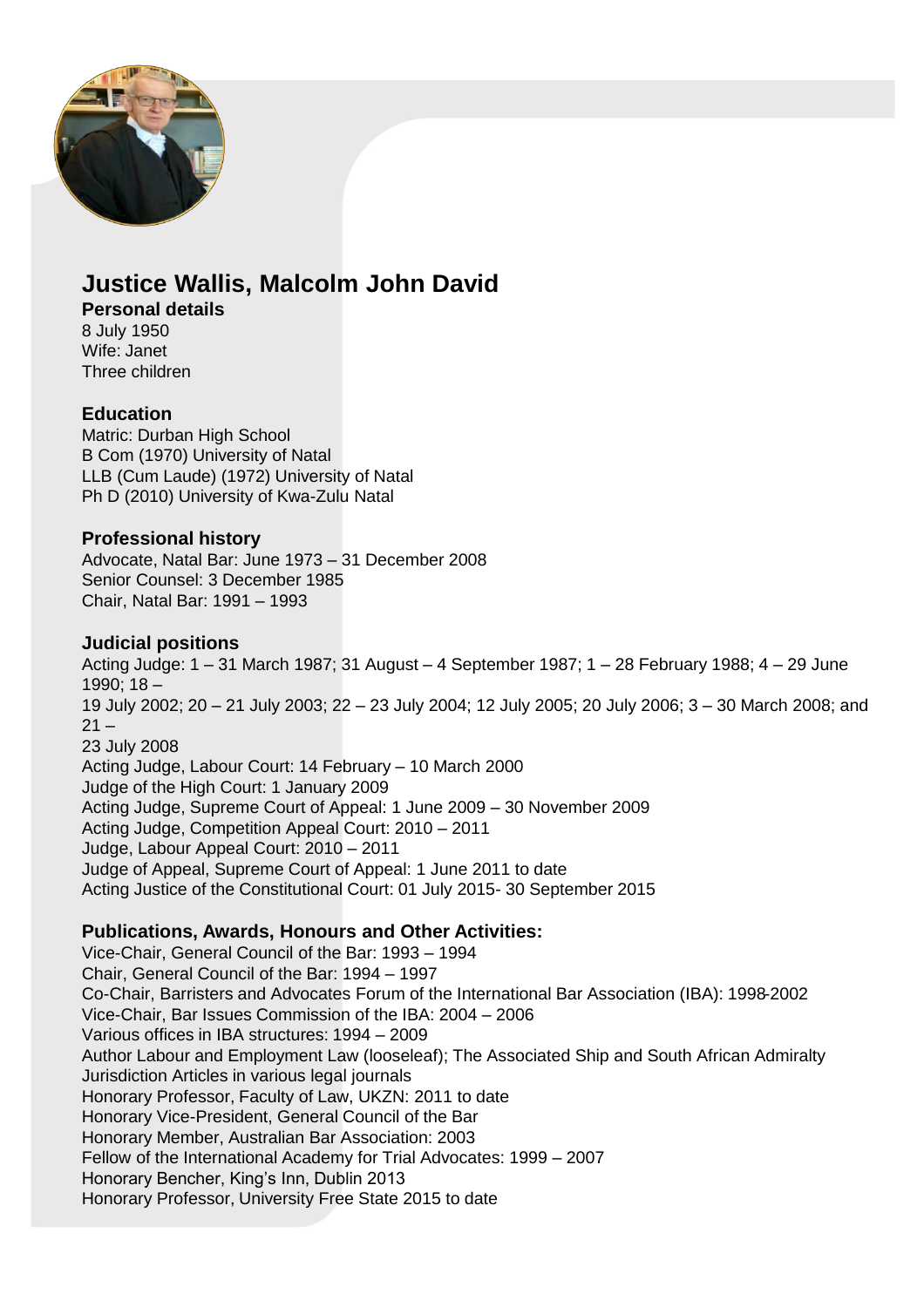# Justice Wallis, Malcolm John David

**Personal details**

8 July 1950
Wife: Janet
Three children

**Education**

Matric: Durban High School
B Com (1970) University of Natal
LLB (Cum Laude) (1972) University of Natal
Ph D (2010) University of Kwa-Zulu Natal

**Professional history**

Advocate, Natal Bar: June 1973 – 31 December 2008
Senior Counsel: 3 December 1985
Chair, Natal Bar: 1991 – 1993

**Judicial positions**

Acting Judge: 1 – 31 March 1987; 31 August – 4 September 1987; 1 – 28 February 1988; 4 – 29 June 1990; 18 – 19 July 2002; 20 – 21 July 2003; 22 – 23 July 2004; 12 July 2005; 20 July 2006; 3 – 30 March 2008; and 21 – 23 July 2008
Acting Judge, Labour Court: 14 February – 10 March 2000
Judge of the High Court: 1 January 2009
Acting Judge, Supreme Court of Appeal: 1 June 2009 – 30 November 2009
Acting Judge, Competition Appeal Court: 2010 – 2011
Judge, Labour Appeal Court: 2010 – 2011
Judge of Appeal, Supreme Court of Appeal: 1 June 2011 to date
Acting Justice of the Constitutional Court: 01 July 2015- 30 September 2015

**Publications, Awards, Honours and Other Activities:**

Vice-Chair, General Council of the Bar: 1993 – 1994
Chair, General Council of the Bar: 1994 – 1997
Co-Chair, Barristers and Advocates Forum of the International Bar Association (IBA): 1998-2002
Vice-Chair, Bar Issues Commission of the IBA: 2004 – 2006
Various offices in IBA structures: 1994 – 2009
Author Labour and Employment Law (looseleaf); The Associated Ship and South African Admiralty Jurisdiction Articles in various legal journals
Honorary Professor, Faculty of Law, UKZN: 2011 to date
Honorary Vice-President, General Council of the Bar
Honorary Member, Australian Bar Association: 2003
Fellow of the International Academy for Trial Advocates: 1999 – 2007
Honorary Bencher, King's Inn, Dublin 2013
Honorary Professor, University Free State 2015 to date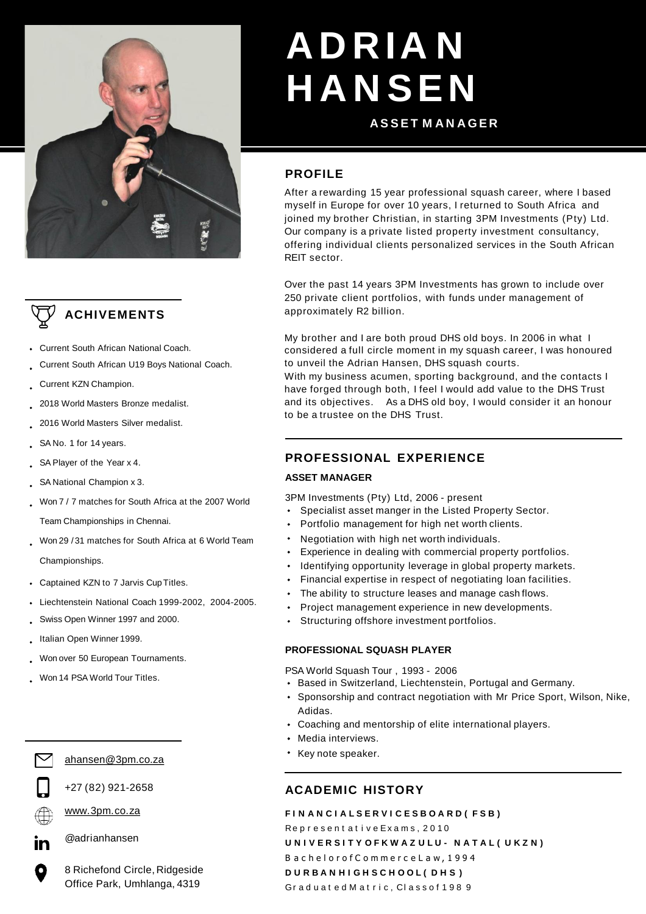# ADRIAN HANSEN

**ASSET MANAGER**

## PROFILE

After a rewarding 15 year professional squash career, where I based myself in Europe for over 10 years, I returned to South Africa and joined my brother Christian, in starting 3PM Investments (Pty) Ltd. Our company is a private listed property investment consultancy, offering individual clients personalized services in the South African REIT sector.

Over the past 14 years 3PM Investments has grown to include over 250 private client portfolios, with funds under management of approximately R2 billion.

My brother and I are both proud DHS old boys. In 2006 in what I considered a full circle moment in my squash career, I was honoured to unveil the Adrian Hansen, DHS squash courts.
With my business acumen, sporting background, and the contacts I have forged through both, I feel I would add value to the DHS Trust and its objectives. As a DHS old boy, I would consider it an honour to be a trustee on the DHS Trust.

## ACHIVEMENTS

- Current South African National Coach.
- Current South African U19 Boys National Coach.
- Current KZN Champion.
- 2018 World Masters Bronze medalist.
- 2016 World Masters Silver medalist.
- SA No. 1 for 14 years.
- SA Player of the Year x 4.
- SA National Champion x 3.
- Won 7 / 7 matches for South Africa at the 2007 World Team Championships in Chennai.
- Won 29 / 31 matches for South Africa at 6 World Team Championships.
- Captained KZN to 7 Jarvis Cup Titles.
- Liechtenstein National Coach 1999-2002, 2004-2005.
- Swiss Open Winner 1997 and 2000.
- Italian Open Winner 1999.
- Won over 50 European Tournaments.
- Won 14 PSA World Tour Titles.

## PROFESSIONAL EXPERIENCE

### ASSET MANAGER

3PM Investments (Pty) Ltd, 2006 - present

- Specialist asset manger in the Listed Property Sector.
- Portfolio management for high net worth clients.
- Negotiation with high net worth individuals.
- Experience in dealing with commercial property portfolios.
- Identifying opportunity leverage in global property markets.
- Financial expertise in respect of negotiating loan facilities.
- The ability to structure leases and manage cash flows.
- Project management experience in new developments.
- Structuring offshore investment portfolios.

### PROFESSIONAL SQUASH PLAYER

PSA World Squash Tour , 1993 - 2006

- Based in Switzerland, Liechtenstein, Portugal and Germany.
- Sponsorship and contract negotiation with Mr Price Sport, Wilson, Nike, Adidas.
- Coaching and mentorship of elite international players.
- Media interviews.
- Key note speaker.

## ACADEMIC HISTORY

**FINANCIAL SERVICES BOARD (FSB)**
Representative Exams, 2010

**UNIVERSITY OF KWAZULU- NATAL (UKZN)**
Bachelor of Commerce Law, 1994

**DURBAN HIGH SCHOOL (DHS)**
Graduated Matric, Class of 1989

ahansen@3pm.co.za

+27 (82) 921-2658

www.3pm.co.za

@adrianhansen

8 Richefond Circle, Ridgeside Office Park, Umhlanga, 4319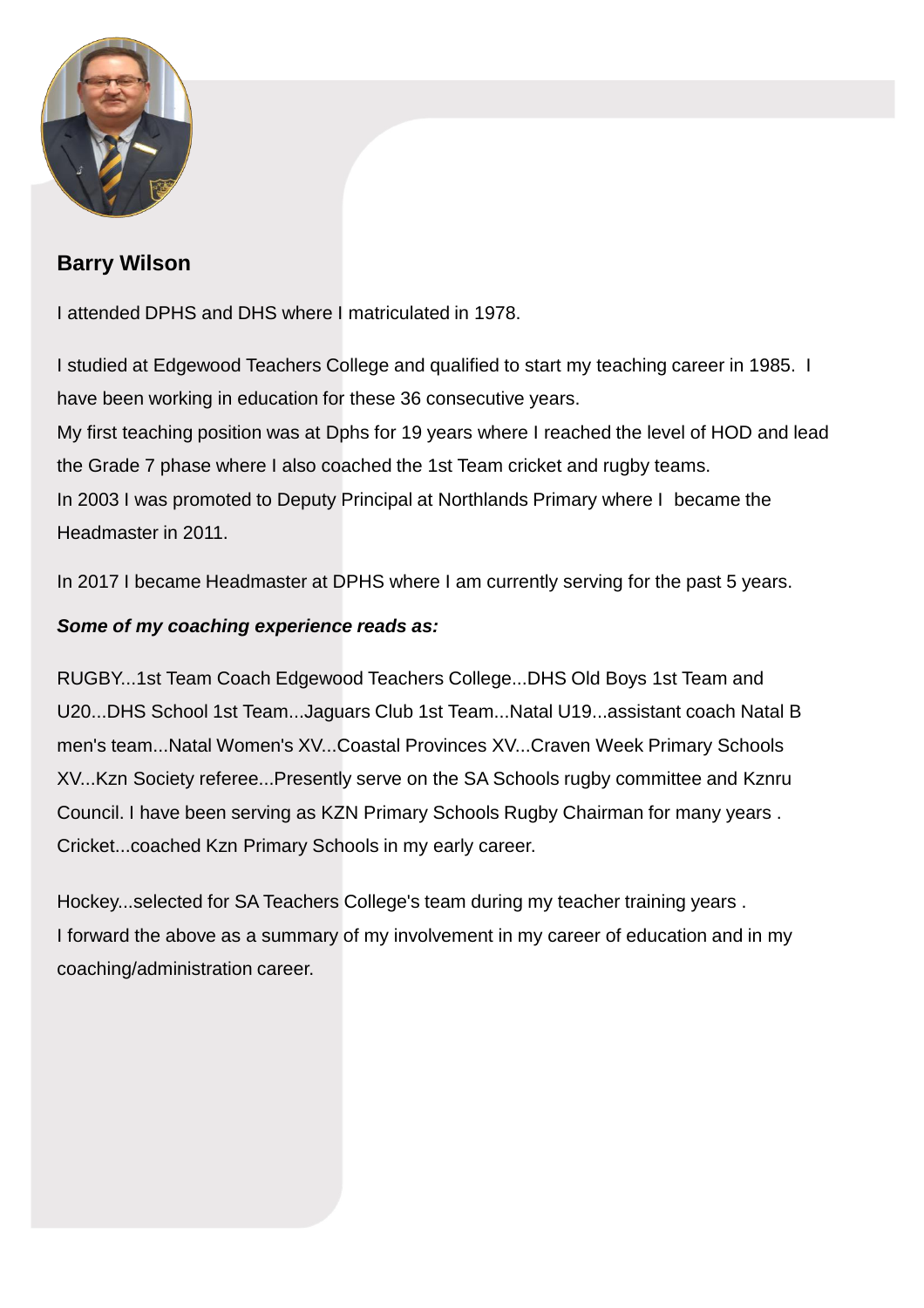## Barry Wilson

I attended DPHS and DHS where I matriculated in 1978.

I studied at Edgewood Teachers College and qualified to start my teaching career in 1985. I have been working in education for these 36 consecutive years.
My first teaching position was at Dphs for 19 years where I reached the level of HOD and lead the Grade 7 phase where I also coached the 1st Team cricket and rugby teams.
In 2003 I was promoted to Deputy Principal at Northlands Primary where I became the Headmaster in 2011.

In 2017 I became Headmaster at DPHS where I am currently serving for the past 5 years.

***Some of my coaching experience reads as:***

RUGBY...1st Team Coach Edgewood Teachers College...DHS Old Boys 1st Team and U20...DHS School 1st Team...Jaguars Club 1st Team...Natal U19...assistant coach Natal B men's team...Natal Women's XV...Coastal Provinces XV...Craven Week Primary Schools XV...Kzn Society referee...Presently serve on the SA Schools rugby committee and Kznru Council. I have been serving as KZN Primary Schools Rugby Chairman for many years .
Cricket...coached Kzn Primary Schools in my early career.

Hockey...selected for SA Teachers College's team during my teacher training years .
I forward the above as a summary of my involvement in my career of education and in my coaching/administration career.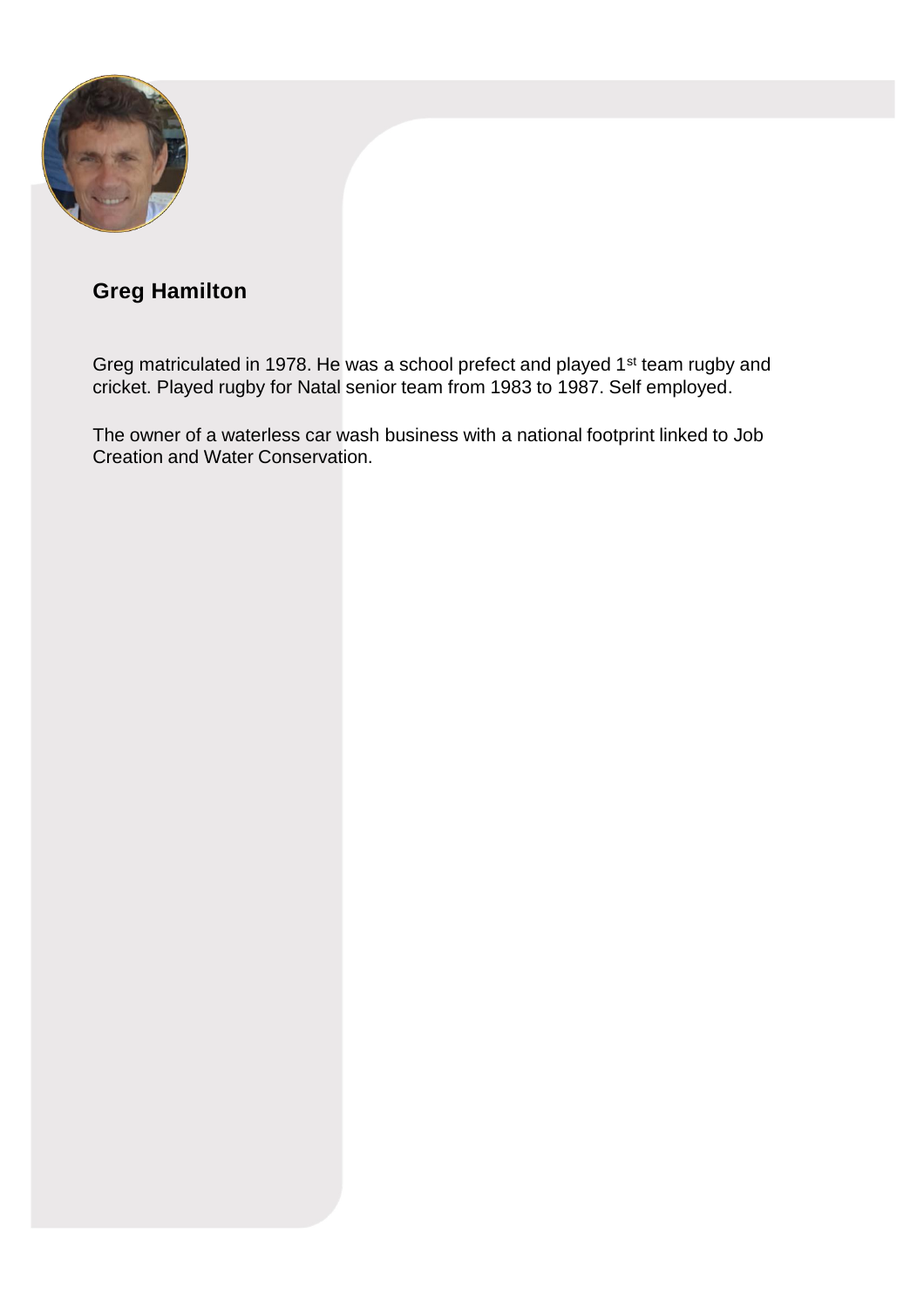**Greg Hamilton**

Greg matriculated in 1978. He was a school prefect and played 1st team rugby and cricket. Played rugby for Natal senior team from 1983 to 1987. Self employed.

The owner of a waterless car wash business with a national footprint linked to Job Creation and Water Conservation.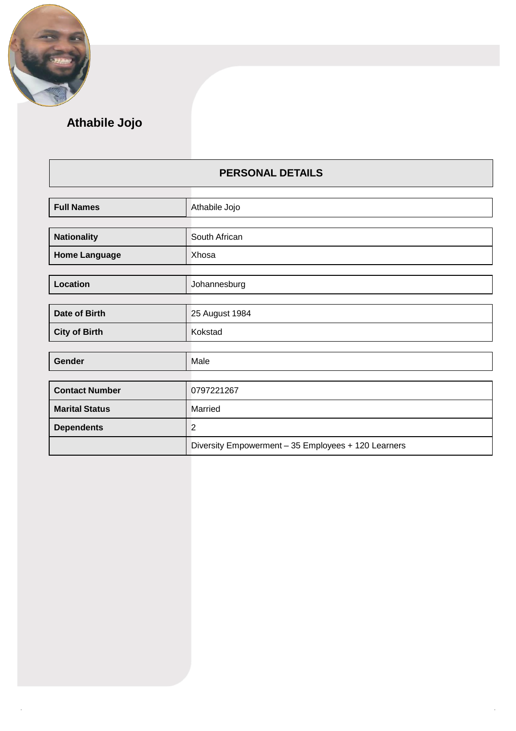# Athabile Jojo

## PERSONAL DETAILS

| | |
|---|---|
| **Full Names** | Athabile Jojo |
| **Nationality** | South African |
| **Home Language** | Xhosa |
| **Location** | Johannesburg |
| **Date of Birth** | 25 August 1984 |
| **City of Birth** | Kokstad |
| **Gender** | Male |
| **Contact Number** | 0797221267 |
| **Marital Status** | Married |
| **Dependents** | 2 |
| | Diversity Empowerment – 35 Employees + 120 Learners |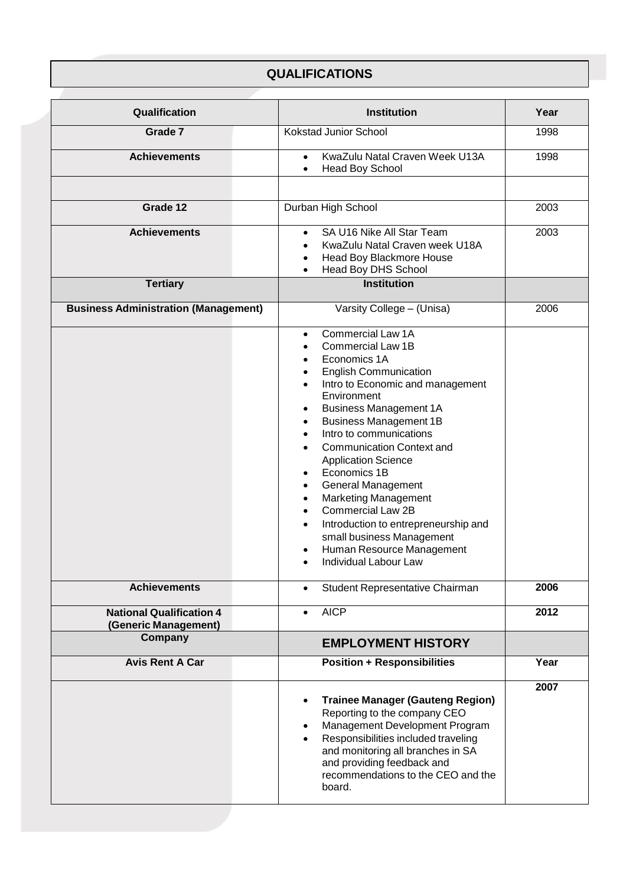## QUALIFICATIONS

| Qualification | Institution | Year |
|---|---|---|
| **Grade 7** | Kokstad Junior School | 1998 |
| **Achievements** | • KwaZulu Natal Craven Week U13A<br>• Head Boy School | 1998 |
| | | |
| **Grade 12** | Durban High School | 2003 |
| **Achievements** | • SA U16 Nike All Star Team<br>• KwaZulu Natal Craven week U18A<br>• Head Boy Blackmore House<br>• Head Boy DHS School | 2003 |
| **Tertiary** | **Institution** | |
| **Business Administration (Management)** | Varsity College – (Unisa) | 2006 |
| | • Commercial Law 1A<br>• Commercial Law 1B<br>• Economics 1A<br>• English Communication<br>• Intro to Economic and management Environment<br>• Business Management 1A<br>• Business Management 1B<br>• Intro to communications<br>• Communication Context and Application Science<br>• Economics 1B<br>• General Management<br>• Marketing Management<br>• Commercial Law 2B<br>• Introduction to entrepreneurship and small business Management<br>• Human Resource Management<br>• Individual Labour Law | |
| **Achievements** | • Student Representative Chairman | **2006** |
| **National Qualification 4 (Generic Management)** | • AICP | **2012** |
| **Company** | **EMPLOYMENT HISTORY** | |
| **Avis Rent A Car** | **Position + Responsibilities** | **Year** |
| | • **Trainee Manager (Gauteng Region)** Reporting to the company CEO<br>• Management Development Program<br>• Responsibilities included traveling and monitoring all branches in SA and providing feedback and recommendations to the CEO and the board. | **2007** |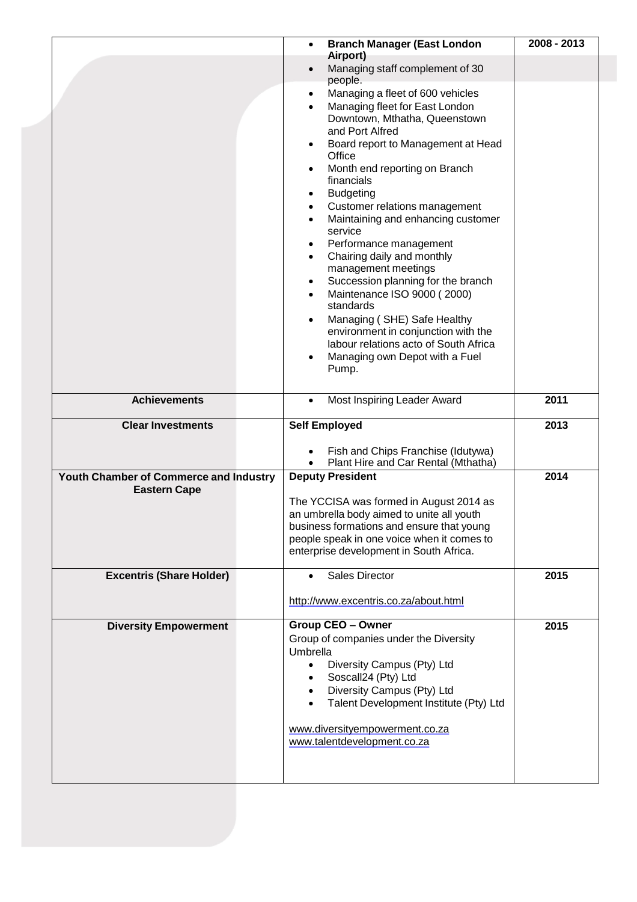| | | |
|---|---|---|
| | • **Branch Manager (East London Airport)**<br>• Managing staff complement of 30 people.<br>• Managing a fleet of 600 vehicles<br>• Managing fleet for East London Downtown, Mthatha, Queenstown and Port Alfred<br>• Board report to Management at Head Office<br>• Month end reporting on Branch financials<br>• Budgeting<br>• Customer relations management<br>• Maintaining and enhancing customer service<br>• Performance management<br>• Chairing daily and monthly management meetings<br>• Succession planning for the branch<br>• Maintenance ISO 9000 ( 2000) standards<br>• Managing ( SHE) Safe Healthy environment in conjunction with the labour relations acto of South Africa<br>• Managing own Depot with a Fuel Pump. | **2008 - 2013** |
| **Achievements** | • Most Inspiring Leader Award | **2011** |
| **Clear Investments** | **Self Employed**<br><br>• Fish and Chips Franchise (Idutywa)<br>• Plant Hire and Car Rental (Mthatha) | **2013** |
| **Youth Chamber of Commerce and Industry Eastern Cape** | **Deputy President**<br><br>The YCCISA was formed in August 2014 as an umbrella body aimed to unite all youth business formations and ensure that young people speak in one voice when it comes to enterprise development in South Africa. | **2014** |
| **Excentris (Share Holder)** | • Sales Director<br><br>http://www.excentris.co.za/about.html | **2015** |
| **Diversity Empowerment** | **Group CEO – Owner**<br>Group of companies under the Diversity Umbrella<br>• Diversity Campus (Pty) Ltd<br>• Soscall24 (Pty) Ltd<br>• Diversity Campus (Pty) Ltd<br>• Talent Development Institute (Pty) Ltd<br><br>www.diversityempowerment.co.za<br>www.talentdevelopment.co.za | **2015** |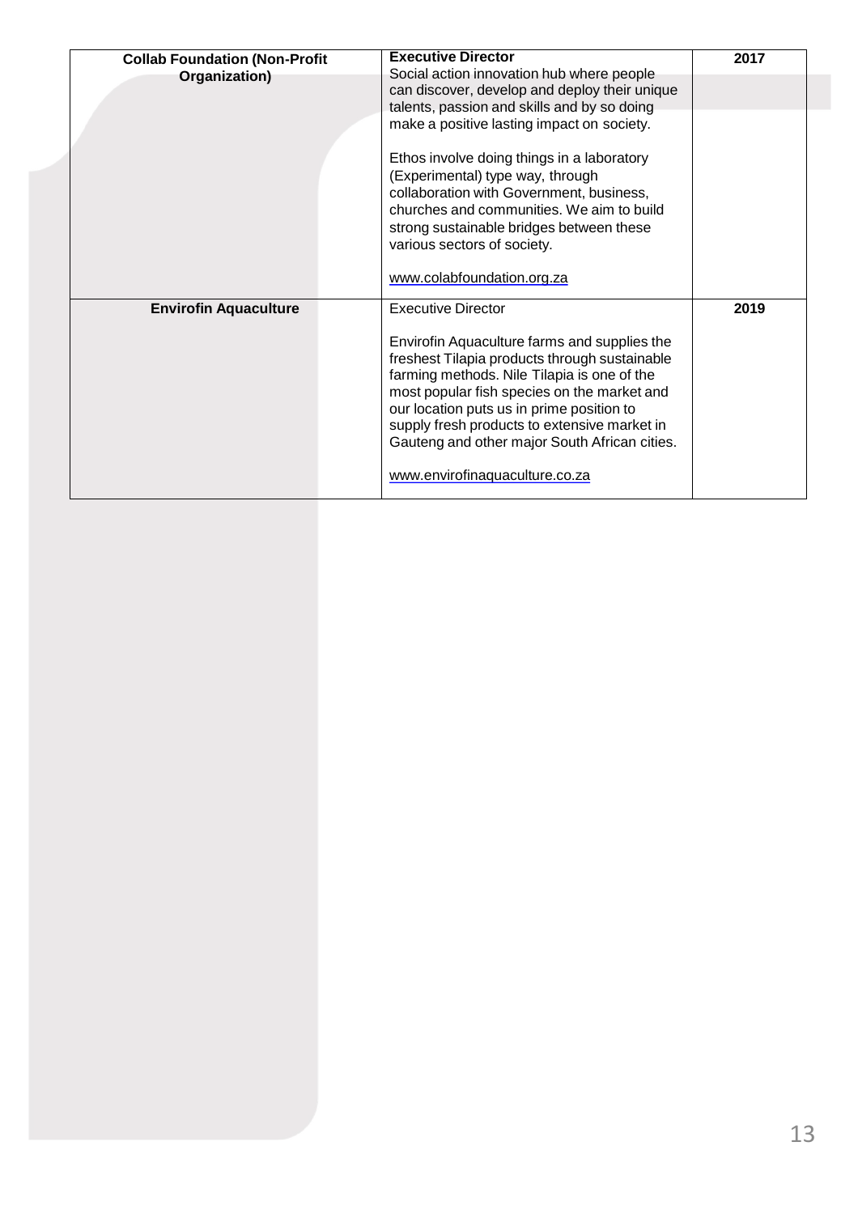| | | |
|---|---|---|
| **Collab Foundation (Non-Profit Organization)** | **Executive Director**<br>Social action innovation hub where people can discover, develop and deploy their unique talents, passion and skills and by so doing make a positive lasting impact on society.<br><br>Ethos involve doing things in a laboratory (Experimental) type way, through collaboration with Government, business, churches and communities. We aim to build strong sustainable bridges between these various sectors of society.<br><br>www.colabfoundation.org.za | **2017** |
| **Envirofin Aquaculture** | Executive Director<br><br>Envirofin Aquaculture farms and supplies the freshest Tilapia products through sustainable farming methods. Nile Tilapia is one of the most popular fish species on the market and our location puts us in prime position to supply fresh products to extensive market in Gauteng and other major South African cities.<br><br>www.envirofinaquaculture.co.za | **2019** |